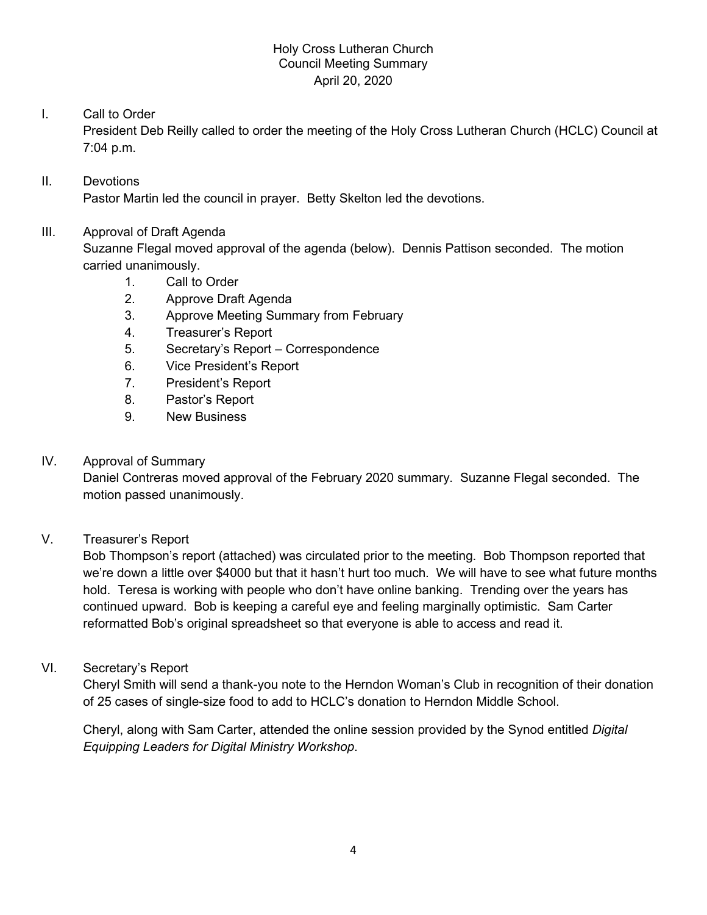# Holy Cross Lutheran Church
## Council Meeting Summary
### April 20, 2020

I. Call to Order

President Deb Reilly called to order the meeting of the Holy Cross Lutheran Church (HCLC) Council at 7:04 p.m.

II. Devotions

Pastor Martin led the council in prayer. Betty Skelton led the devotions.

III. Approval of Draft Agenda

Suzanne Flegal moved approval of the agenda (below). Dennis Pattison seconded. The motion carried unanimously.

1. Call to Order
2. Approve Draft Agenda
3. Approve Meeting Summary from February
4. Treasurer's Report
5. Secretary's Report – Correspondence
6. Vice President's Report
7. President's Report
8. Pastor's Report
9. New Business

IV. Approval of Summary

Daniel Contreras moved approval of the February 2020 summary. Suzanne Flegal seconded. The motion passed unanimously.

V. Treasurer's Report

Bob Thompson's report (attached) was circulated prior to the meeting. Bob Thompson reported that we're down a little over $4000 but that it hasn't hurt too much. We will have to see what future months hold. Teresa is working with people who don't have online banking. Trending over the years has continued upward. Bob is keeping a careful eye and feeling marginally optimistic. Sam Carter reformatted Bob's original spreadsheet so that everyone is able to access and read it.

VI. Secretary's Report

Cheryl Smith will send a thank-you note to the Herndon Woman's Club in recognition of their donation of 25 cases of single-size food to add to HCLC's donation to Herndon Middle School.

Cheryl, along with Sam Carter, attended the online session provided by the Synod entitled *Digital Equipping Leaders for Digital Ministry Workshop*.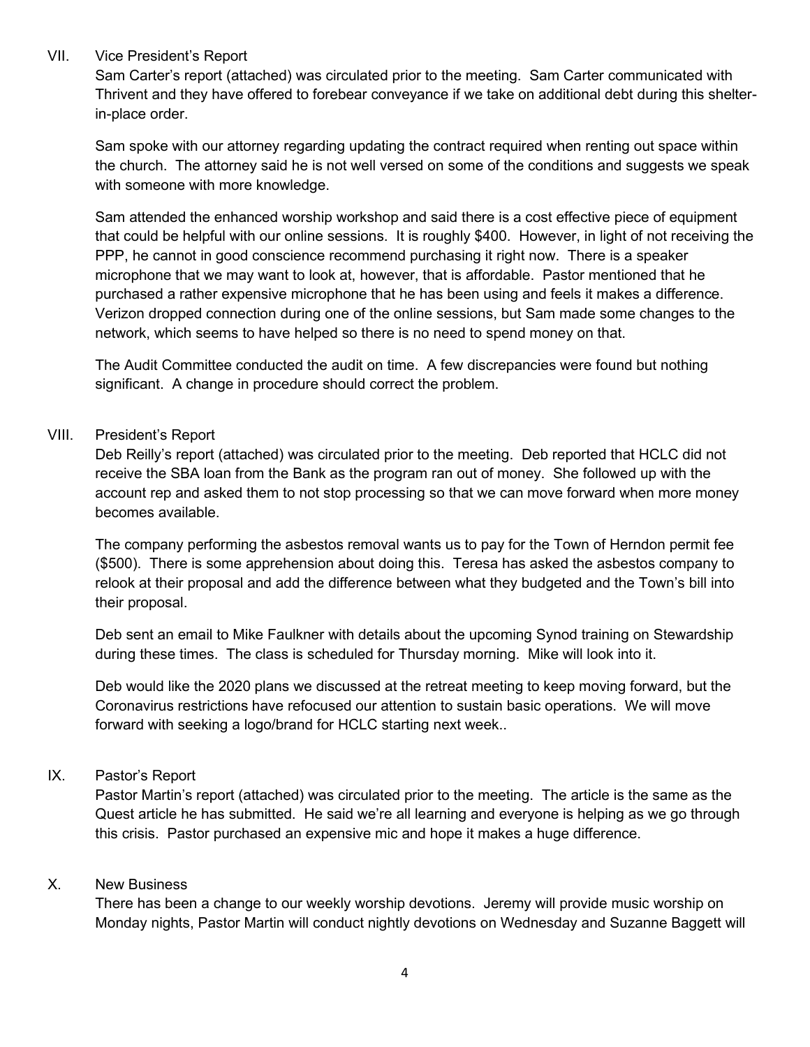VII. Vice President's Report

Sam Carter's report (attached) was circulated prior to the meeting. Sam Carter communicated with Thrivent and they have offered to forebear conveyance if we take on additional debt during this shelter-in-place order.

Sam spoke with our attorney regarding updating the contract required when renting out space within the church. The attorney said he is not well versed on some of the conditions and suggests we speak with someone with more knowledge.

Sam attended the enhanced worship workshop and said there is a cost effective piece of equipment that could be helpful with our online sessions. It is roughly $400. However, in light of not receiving the PPP, he cannot in good conscience recommend purchasing it right now. There is a speaker microphone that we may want to look at, however, that is affordable. Pastor mentioned that he purchased a rather expensive microphone that he has been using and feels it makes a difference. Verizon dropped connection during one of the online sessions, but Sam made some changes to the network, which seems to have helped so there is no need to spend money on that.

The Audit Committee conducted the audit on time. A few discrepancies were found but nothing significant. A change in procedure should correct the problem.

VIII. President's Report

Deb Reilly's report (attached) was circulated prior to the meeting. Deb reported that HCLC did not receive the SBA loan from the Bank as the program ran out of money. She followed up with the account rep and asked them to not stop processing so that we can move forward when more money becomes available.

The company performing the asbestos removal wants us to pay for the Town of Herndon permit fee ($500). There is some apprehension about doing this. Teresa has asked the asbestos company to relook at their proposal and add the difference between what they budgeted and the Town's bill into their proposal.

Deb sent an email to Mike Faulkner with details about the upcoming Synod training on Stewardship during these times. The class is scheduled for Thursday morning. Mike will look into it.

Deb would like the 2020 plans we discussed at the retreat meeting to keep moving forward, but the Coronavirus restrictions have refocused our attention to sustain basic operations. We will move forward with seeking a logo/brand for HCLC starting next week..

IX. Pastor's Report

Pastor Martin's report (attached) was circulated prior to the meeting. The article is the same as the Quest article he has submitted. He said we're all learning and everyone is helping as we go through this crisis. Pastor purchased an expensive mic and hope it makes a huge difference.

X. New Business

There has been a change to our weekly worship devotions. Jeremy will provide music worship on Monday nights, Pastor Martin will conduct nightly devotions on Wednesday and Suzanne Baggett will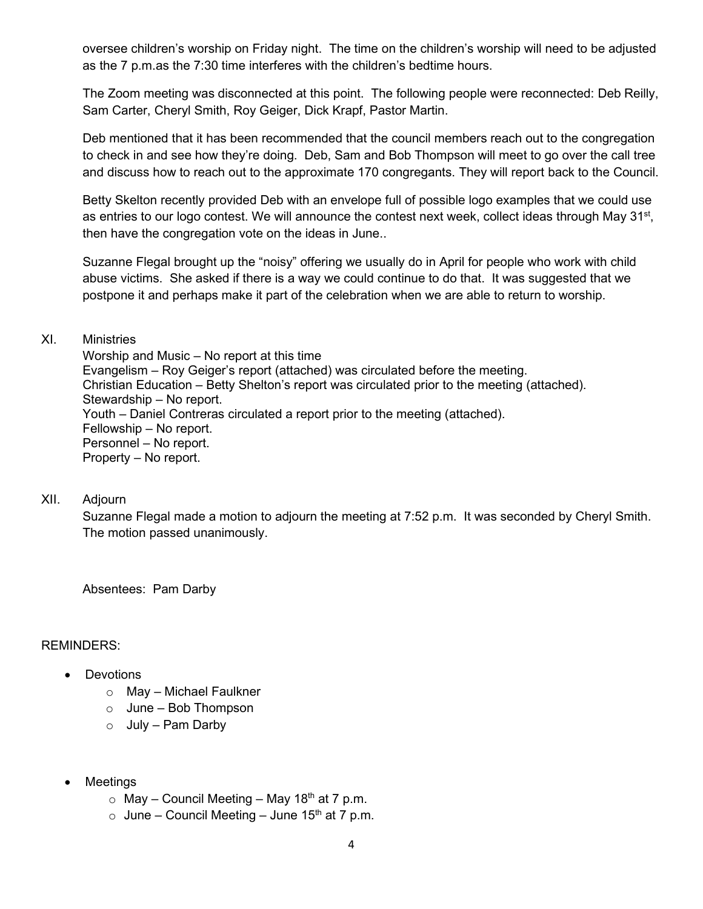oversee children's worship on Friday night. The time on the children's worship will need to be adjusted as the 7 p.m.as the 7:30 time interferes with the children's bedtime hours.

The Zoom meeting was disconnected at this point. The following people were reconnected: Deb Reilly, Sam Carter, Cheryl Smith, Roy Geiger, Dick Krapf, Pastor Martin.

Deb mentioned that it has been recommended that the council members reach out to the congregation to check in and see how they're doing. Deb, Sam and Bob Thompson will meet to go over the call tree and discuss how to reach out to the approximate 170 congregants. They will report back to the Council.

Betty Skelton recently provided Deb with an envelope full of possible logo examples that we could use as entries to our logo contest. We will announce the contest next week, collect ideas through May 31st, then have the congregation vote on the ideas in June..

Suzanne Flegal brought up the "noisy" offering we usually do in April for people who work with child abuse victims. She asked if there is a way we could continue to do that. It was suggested that we postpone it and perhaps make it part of the celebration when we are able to return to worship.

XI. Ministries

Worship and Music – No report at this time
Evangelism – Roy Geiger's report (attached) was circulated before the meeting.
Christian Education – Betty Shelton's report was circulated prior to the meeting (attached).
Stewardship – No report.
Youth – Daniel Contreras circulated a report prior to the meeting (attached).
Fellowship – No report.
Personnel – No report.
Property – No report.

XII. Adjourn

Suzanne Flegal made a motion to adjourn the meeting at 7:52 p.m. It was seconded by Cheryl Smith. The motion passed unanimously.

Absentees: Pam Darby

REMINDERS:

- Devotions
  - May – Michael Faulkner
  - June – Bob Thompson
  - July – Pam Darby

- Meetings
  - May – Council Meeting – May 18th at 7 p.m.
  - June – Council Meeting – June 15th at 7 p.m.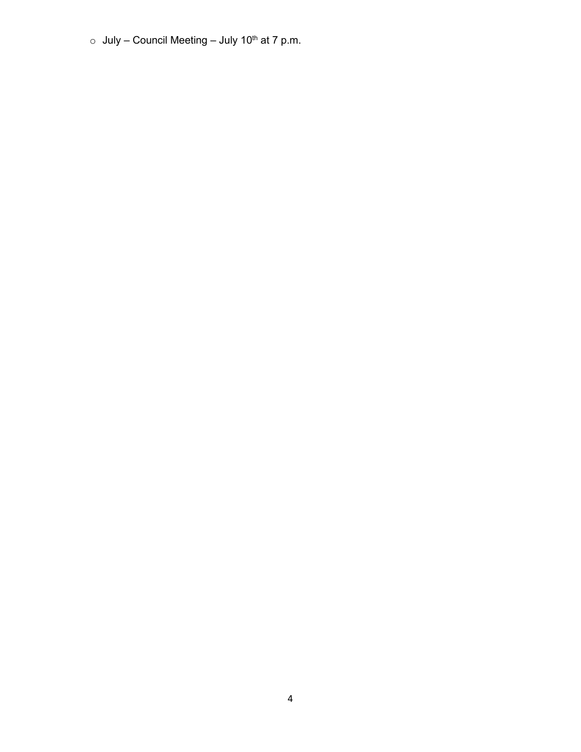- July – Council Meeting – July 10th at 7 p.m.